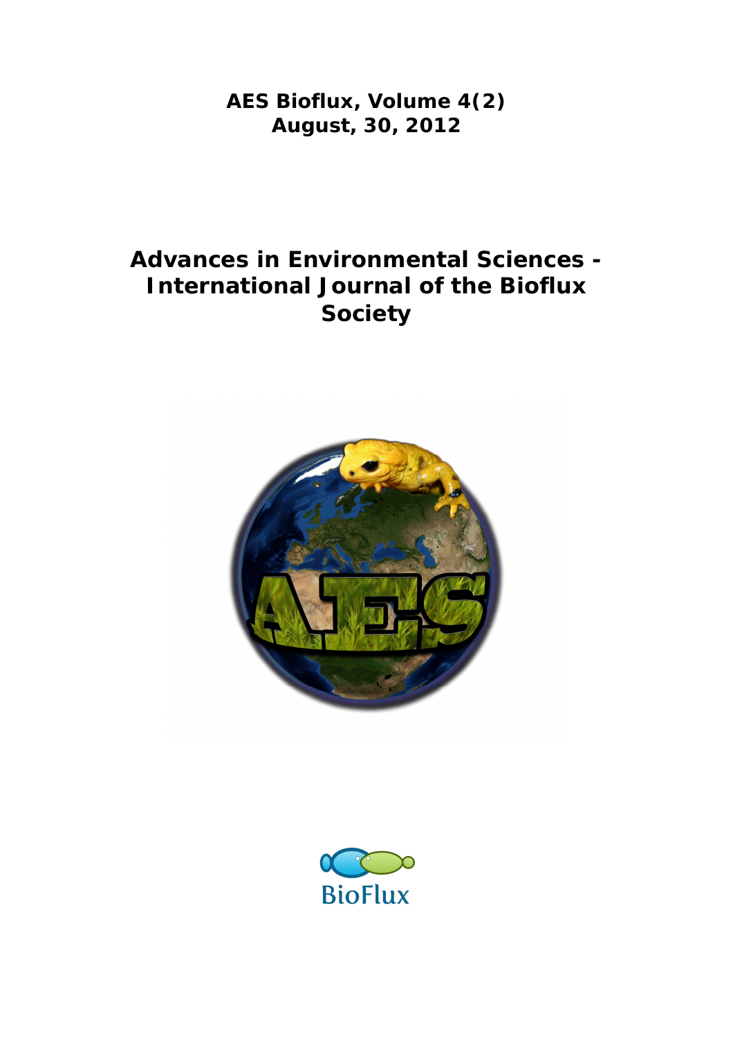**AES Bioflux, Volume 4(2)**
**August, 30, 2012**

# Advances in Environmental Sciences - International Journal of the Bioflux Society

BioFlux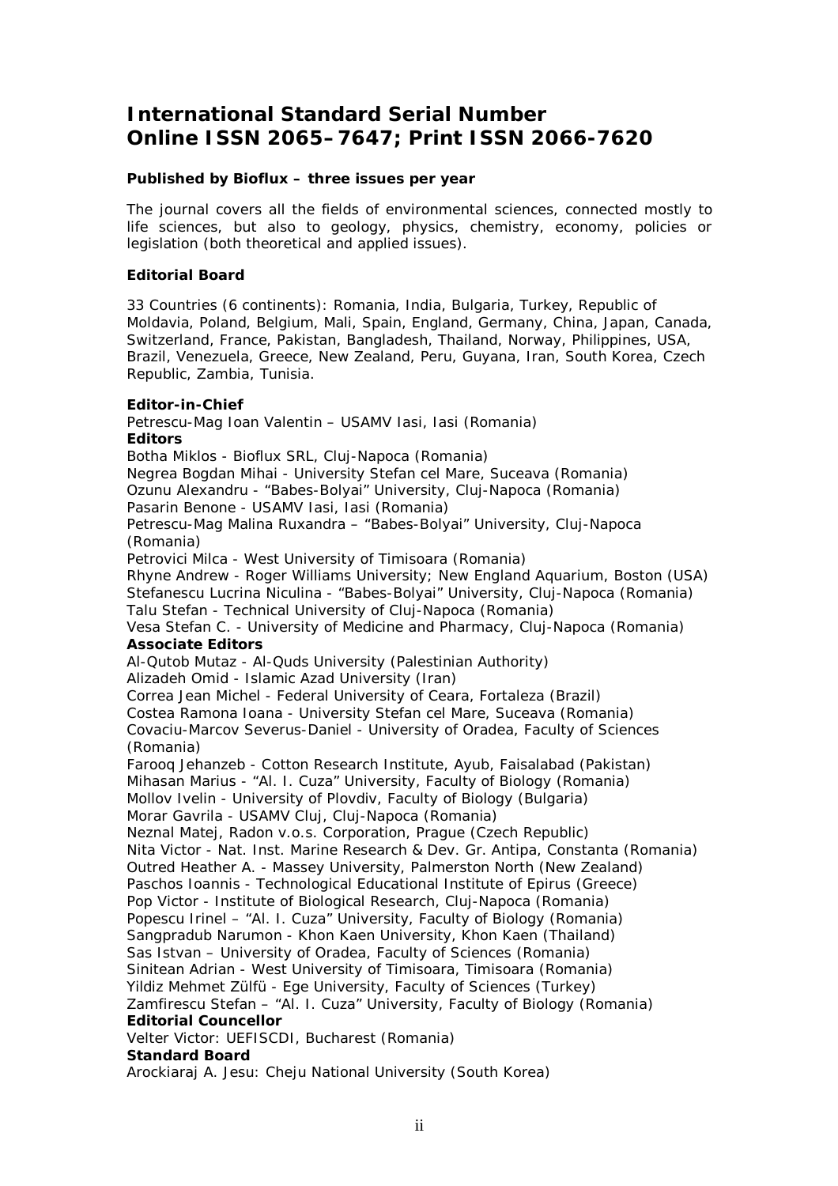# International Standard Serial Number
# Online ISSN 2065–7647; Print ISSN 2066-7620

**Published by Bioflux – three issues per year**

The journal covers all the fields of environmental sciences, connected mostly to life sciences, but also to geology, physics, chemistry, economy, policies or legislation (both theoretical and applied issues).

**Editorial Board**

33 Countries (6 continents): Romania, India, Bulgaria, Turkey, Republic of Moldavia, Poland, Belgium, Mali, Spain, England, Germany, China, Japan, Canada, Switzerland, France, Pakistan, Bangladesh, Thailand, Norway, Philippines, USA, Brazil, Venezuela, Greece, New Zealand, Peru, Guyana, Iran, South Korea, Czech Republic, Zambia, Tunisia.

**Editor-in-Chief**
Petrescu-Mag Ioan Valentin – USAMV Iasi, Iasi (Romania)
**Editors**
Botha Miklos - Bioflux SRL, Cluj-Napoca (Romania)
Negrea Bogdan Mihai - University Stefan cel Mare, Suceava (Romania)
Ozunu Alexandru - "Babes-Bolyai" University, Cluj-Napoca (Romania)
Pasarin Benone - USAMV Iasi, Iasi (Romania)
Petrescu-Mag Malina Ruxandra – "Babes-Bolyai" University, Cluj-Napoca (Romania)
Petrovici Milca - West University of Timisoara (Romania)
Rhyne Andrew - Roger Williams University; New England Aquarium, Boston (USA)
Stefanescu Lucrina Niculina - "Babes-Bolyai" University, Cluj-Napoca (Romania)
Talu Stefan - Technical University of Cluj-Napoca (Romania)
Vesa Stefan C. - University of Medicine and Pharmacy, Cluj-Napoca (Romania)
**Associate Editors**
Al-Qutob Mutaz - Al-Quds University (Palestinian Authority)
Alizadeh Omid - Islamic Azad University (Iran)
Correa Jean Michel - Federal University of Ceara, Fortaleza (Brazil)
Costea Ramona Ioana - University Stefan cel Mare, Suceava (Romania)
Covaciu-Marcov Severus-Daniel - University of Oradea, Faculty of Sciences (Romania)
Farooq Jehanzeb - Cotton Research Institute, Ayub, Faisalabad (Pakistan)
Mihasan Marius - "Al. I. Cuza" University, Faculty of Biology (Romania)
Mollov Ivelin - University of Plovdiv, Faculty of Biology (Bulgaria)
Morar Gavrila - USAMV Cluj, Cluj-Napoca (Romania)
Neznal Matej, Radon v.o.s. Corporation, Prague (Czech Republic)
Nita Victor - Nat. Inst. Marine Research & Dev. Gr. Antipa, Constanta (Romania)
Outred Heather A. - Massey University, Palmerston North (New Zealand)
Paschos Ioannis - Technological Educational Institute of Epirus (Greece)
Pop Victor - Institute of Biological Research, Cluj-Napoca (Romania)
Popescu Irinel – "Al. I. Cuza" University, Faculty of Biology (Romania)
Sangpradub Narumon - Khon Kaen University, Khon Kaen (Thailand)
Sas Istvan – University of Oradea, Faculty of Sciences (Romania)
Sinitean Adrian - West University of Timisoara, Timisoara (Romania)
Yildiz Mehmet Zülfü - Ege University, Faculty of Sciences (Turkey)
Zamfirescu Stefan – "Al. I. Cuza" University, Faculty of Biology (Romania)
**Editorial Councellor**
Velter Victor: UEFISCDI, Bucharest (Romania)
**Standard Board**
Arockiaraj A. Jesu: Cheju National University (South Korea)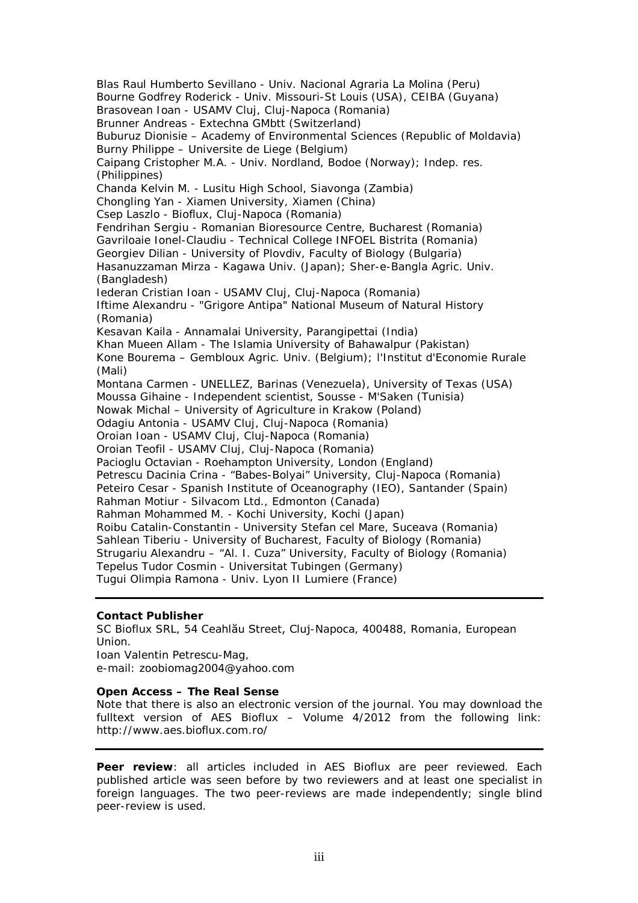Blas Raul Humberto Sevillano - Univ. Nacional Agraria La Molina (Peru)
Bourne Godfrey Roderick - Univ. Missouri-St Louis (USA), CEIBA (Guyana)
Brasovean Ioan - USAMV Cluj, Cluj-Napoca (Romania)
Brunner Andreas - Extechna GMbtt (Switzerland)
Buburuz Dionisie – Academy of Environmental Sciences (Republic of Moldavia)
Burny Philippe – Universite de Liege (Belgium)
Caipang Cristopher M.A. - Univ. Nordland, Bodoe (Norway); Indep. res. (Philippines)
Chanda Kelvin M. - Lusitu High School, Siavonga (Zambia)
Chongling Yan - Xiamen University, Xiamen (China)
Csep Laszlo - Bioflux, Cluj-Napoca (Romania)
Fendrihan Sergiu - Romanian Bioresource Centre, Bucharest (Romania)
Gavriloaie Ionel-Claudiu - Technical College INFOEL Bistrita (Romania)
Georgiev Dilian - University of Plovdiv, Faculty of Biology (Bulgaria)
Hasanuzzaman Mirza - Kagawa Univ. (Japan); Sher-e-Bangla Agric. Univ. (Bangladesh)
Iederan Cristian Ioan - USAMV Cluj, Cluj-Napoca (Romania)
Iftime Alexandru - "Grigore Antipa" National Museum of Natural History (Romania)
Kesavan Kaila - Annamalai University, Parangipettai (India)
Khan Mueen Allam - The Islamia University of Bahawalpur (Pakistan)
Kone Bourema – Gembloux Agric. Univ. (Belgium); l'Institut d'Economie Rurale (Mali)
Montana Carmen - UNELLEZ, Barinas (Venezuela), University of Texas (USA)
Moussa Gihaine - Independent scientist, Sousse - M'Saken (Tunisia)
Nowak Michal – University of Agriculture in Krakow (Poland)
Odagiu Antonia - USAMV Cluj, Cluj-Napoca (Romania)
Oroian Ioan - USAMV Cluj, Cluj-Napoca (Romania)
Oroian Teofil - USAMV Cluj, Cluj-Napoca (Romania)
Pacioglu Octavian - Roehampton University, London (England)
Petrescu Dacinia Crina - "Babes-Bolyai" University, Cluj-Napoca (Romania)
Peteiro Cesar - Spanish Institute of Oceanography (IEO), Santander (Spain)
Rahman Motiur - Silvacom Ltd., Edmonton (Canada)
Rahman Mohammed M. - Kochi University, Kochi (Japan)
Roibu Catalin-Constantin - University Stefan cel Mare, Suceava (Romania)
Sahlean Tiberiu - University of Bucharest, Faculty of Biology (Romania)
Strugariu Alexandru – "Al. I. Cuza" University, Faculty of Biology (Romania)
Tepelus Tudor Cosmin - Universitat Tubingen (Germany)
Tugui Olimpia Ramona - Univ. Lyon II Lumiere (France)

---

**Contact Publisher**
SC Bioflux SRL, 54 Ceahlău Street, Cluj-Napoca, 400488, Romania, European Union.
Ioan Valentin Petrescu-Mag,
e-mail: zoobiomag2004@yahoo.com

**Open Access – The Real Sense**
Note that there is also an electronic version of the journal. You may download the fulltext version of AES Bioflux – Volume 4/2012 from the following link: http://www.aes.bioflux.com.ro/

---

**Peer review**: all articles included in AES Bioflux are peer reviewed. Each published article was seen before by two reviewers and at least one specialist in foreign languages. The two peer-reviews are made independently; single blind peer-review is used.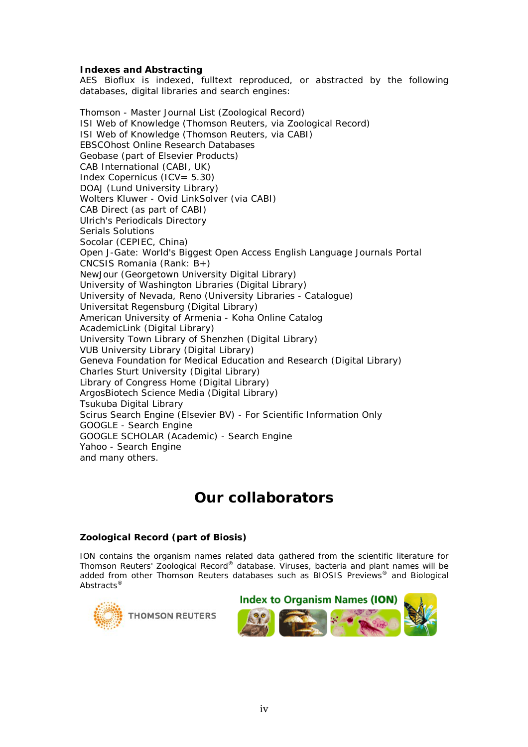**Indexes and Abstracting**
AES Bioflux is indexed, fulltext reproduced, or abstracted by the following databases, digital libraries and search engines:

Thomson - Master Journal List (Zoological Record)
ISI Web of Knowledge (Thomson Reuters, via Zoological Record)
ISI Web of Knowledge (Thomson Reuters, via CABI)
EBSCOhost Online Research Databases
Geobase (part of Elsevier Products)
CAB International (CABI, UK)
Index Copernicus (ICV= 5.30)
DOAJ (Lund University Library)
Wolters Kluwer - Ovid LinkSolver (via CABI)
CAB Direct (as part of CABI)
Ulrich's Periodicals Directory
Serials Solutions
Socolar (CEPIEC, China)
Open J-Gate: World's Biggest Open Access English Language Journals Portal
CNCSIS Romania (Rank: B+)
NewJour (Georgetown University Digital Library)
University of Washington Libraries (Digital Library)
University of Nevada, Reno (University Libraries - Catalogue)
Universitat Regensburg (Digital Library)
American University of Armenia - Koha Online Catalog
AcademicLink (Digital Library)
University Town Library of Shenzhen (Digital Library)
VUB University Library (Digital Library)
Geneva Foundation for Medical Education and Research (Digital Library)
Charles Sturt University (Digital Library)
Library of Congress Home (Digital Library)
ArgosBiotech Science Media (Digital Library)
Tsukuba Digital Library
Scirus Search Engine (Elsevier BV) - For Scientific Information Only
GOOGLE - Search Engine
GOOGLE SCHOLAR (Academic) - Search Engine
Yahoo - Search Engine
and many others.

# Our collaborators

**Zoological Record (part of Biosis)**

ION contains the organism names related data gathered from the scientific literature for Thomson Reuters' Zoological Record® database. Viruses, bacteria and plant names will be added from other Thomson Reuters databases such as BIOSIS Previews® and Biological Abstracts®

THOMSON REUTERS

Index to Organism Names (ION)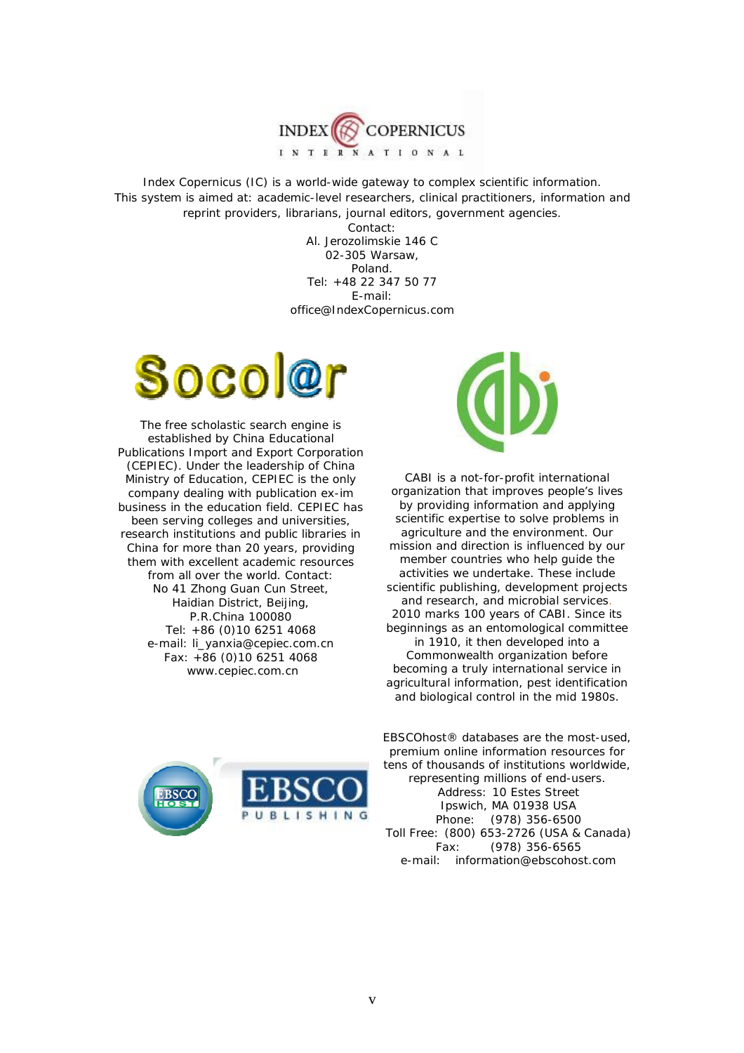INDEX COPERNICUS INTERNATIONAL

Index Copernicus (IC) is a world-wide gateway to complex scientific information. This system is aimed at: academic-level researchers, clinical practitioners, information and reprint providers, librarians, journal editors, government agencies.

Contact:
Al. Jerozolimskie 146 C
02-305 Warsaw,
Poland.
Tel: +48 22 347 50 77
E-mail:
office@IndexCopernicus.com

Socol@r

The free scholastic search engine is established by China Educational Publications Import and Export Corporation (CEPIEC). Under the leadership of China Ministry of Education, CEPIEC is the only company dealing with publication ex-im business in the education field. CEPIEC has been serving colleges and universities, research institutions and public libraries in China for more than 20 years, providing them with excellent academic resources from all over the world. Contact:
No 41 Zhong Guan Cun Street,
Haidian District, Beijing,
P.R.China 100080
Tel: +86 (0)10 6251 4068
e-mail: li_yanxia@cepiec.com.cn
Fax: +86 (0)10 6251 4068
www.cepiec.com.cn

CABI is a not-for-profit international organization that improves people's lives by providing information and applying scientific expertise to solve problems in agriculture and the environment. Our mission and direction is influenced by our member countries who help guide the activities we undertake. These include scientific publishing, development projects and research, and microbial services. 2010 marks 100 years of CABI. Since its beginnings as an entomological committee in 1910, it then developed into a Commonwealth organization before becoming a truly international service in agricultural information, pest identification and biological control in the mid 1980s.

EBSCO HOST

EBSCO PUBLISHING

EBSCOhost® databases are the most-used, premium online information resources for tens of thousands of institutions worldwide, representing millions of end-users.
Address: 10 Estes Street
Ipswich, MA 01938 USA
Phone: (978) 356-6500
Toll Free: (800) 653-2726 (USA & Canada)
Fax: (978) 356-6565
e-mail: information@ebscohost.com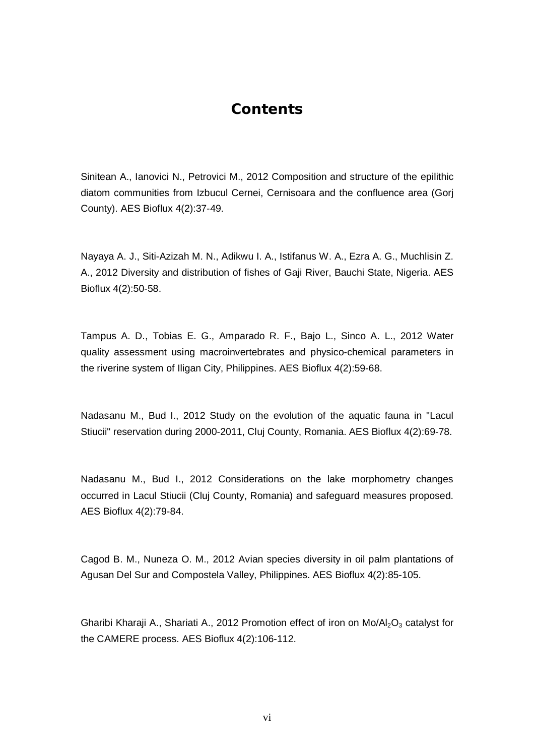# Contents

Sinitean A., Ianovici N., Petrovici M., 2012 Composition and structure of the epilithic diatom communities from Izbucul Cernei, Cernisoara and the confluence area (Gorj County). AES Bioflux 4(2):37-49.

Nayaya A. J., Siti-Azizah M. N., Adikwu I. A., Istifanus W. A., Ezra A. G., Muchlisin Z. A., 2012 Diversity and distribution of fishes of Gaji River, Bauchi State, Nigeria. AES Bioflux 4(2):50-58.

Tampus A. D., Tobias E. G., Amparado R. F., Bajo L., Sinco A. L., 2012 Water quality assessment using macroinvertebrates and physico-chemical parameters in the riverine system of Iligan City, Philippines. AES Bioflux 4(2):59-68.

Nadasanu M., Bud I., 2012 Study on the evolution of the aquatic fauna in "Lacul Stiucii" reservation during 2000-2011, Cluj County, Romania. AES Bioflux 4(2):69-78.

Nadasanu M., Bud I., 2012 Considerations on the lake morphometry changes occurred in Lacul Stiucii (Cluj County, Romania) and safeguard measures proposed. AES Bioflux 4(2):79-84.

Cagod B. M., Nuneza O. M., 2012 Avian species diversity in oil palm plantations of Agusan Del Sur and Compostela Valley, Philippines. AES Bioflux 4(2):85-105.

Gharibi Kharaji A., Shariati A., 2012 Promotion effect of iron on $Mo/Al_2O_3$ catalyst for the CAMERE process. AES Bioflux 4(2):106-112.